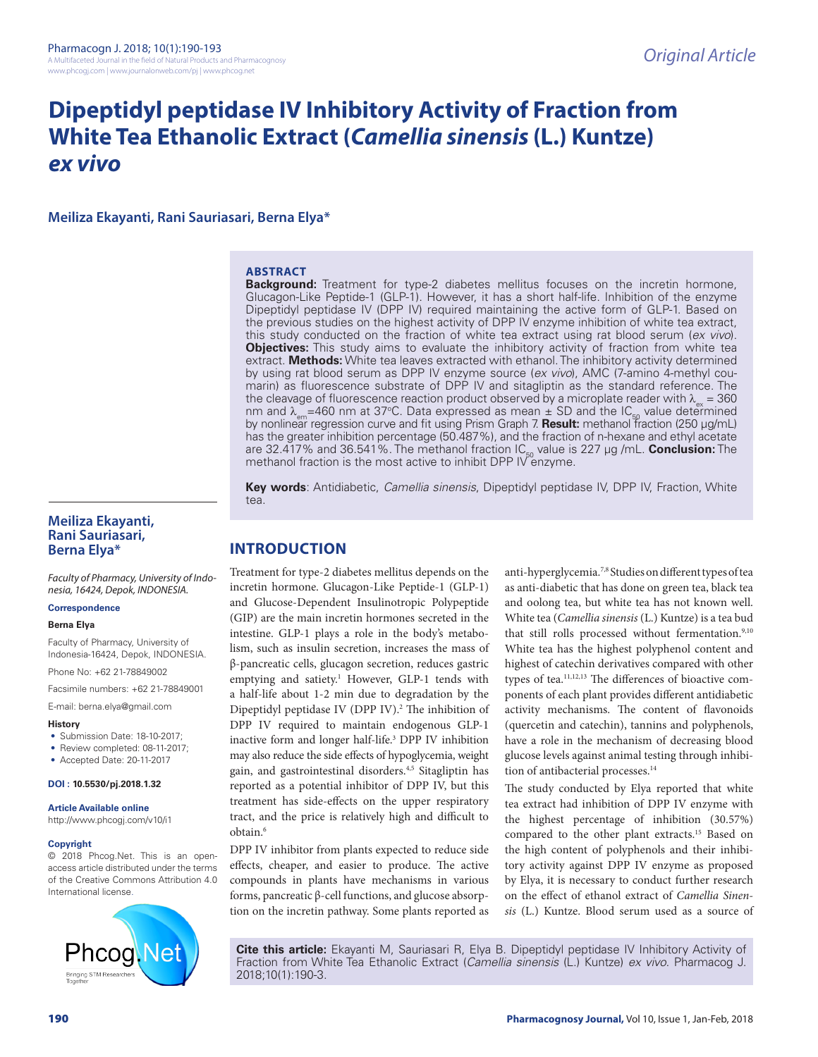# Dipeptidyl peptidase IV Inhibitory Activity of Fraction from White Tea Ethanolic Extract (*Camellia sinensis* (L.) Kuntze) *ex vivo*

**Meiliza Ekayanti, Rani Sauriasari, Berna Elya***

## ABSTRACT

**Background:** Treatment for type-2 diabetes mellitus focuses on the incretin hormone, Glucagon-Like Peptide-1 (GLP-1). However, it has a short half-life. Inhibition of the enzyme Dipeptidyl peptidase IV (DPP IV) required maintaining the active form of GLP-1. Based on the previous studies on the highest activity of DPP IV enzyme inhibition of white tea extract, this study conducted on the fraction of white tea extract using rat blood serum (*ex vivo*). **Objectives:** This study aims to evaluate the inhibitory activity of fraction from white tea extract. **Methods:** White tea leaves extracted with ethanol. The inhibitory activity determined by using rat blood serum as DPP IV enzyme source (*ex vivo*), AMC (7-amino 4-methyl coumarin) as fluorescence substrate of DPP IV and sitagliptin as the standard reference. The the cleavage of fluorescence reaction product observed by a microplate reader with $\lambda_{ex}$ = 360 nm and $\lambda_{em}$=460 nm at 37°C. Data expressed as mean ± SD and the $IC_{50}$ value determined by nonlinear regression curve and fit using Prism Graph 7. **Result:** methanol fraction (250 µg/mL) has the greater inhibition percentage (50.487%), and the fraction of n-hexane and ethyl acetate are 32.417% and 36.541%. The methanol fraction $IC_{50}$ value is 227 µg /mL. **Conclusion:** The methanol fraction is the most active to inhibit DPP IV enzyme.

**Key words**: Antidiabetic, *Camellia sinensis*, Dipeptidyl peptidase IV, DPP IV, Fraction, White tea.

**Meiliza Ekayanti, Rani Sauriasari, Berna Elya***

*Faculty of Pharmacy, University of Indonesia, 16424, Depok, INDONESIA.*

**Correspondence**

**Berna Elya**

Faculty of Pharmacy, University of Indonesia-16424, Depok, INDONESIA.

Phone No: +62 21-78849002

Facsimile numbers: +62 21-78849001

E-mail: berna.elya@gmail.com

**History**

- Submission Date: 18-10-2017;
- Review completed: 08-11-2017;
- Accepted Date: 20-11-2017

**DOI : 10.5530/pj.2018.1.32**

**Article Available online**

http://www.phcogj.com/v10/i1

**Copyright**

© 2018 Phcog.Net. This is an open-access article distributed under the terms of the Creative Commons Attribution 4.0 International license.

## INTRODUCTION

Treatment for type-2 diabetes mellitus depends on the incretin hormone. Glucagon-Like Peptide-1 (GLP-1) and Glucose-Dependent Insulinotropic Polypeptide (GIP) are the main incretin hormones secreted in the intestine. GLP-1 plays a role in the body's metabolism, such as insulin secretion, increases the mass of β-pancreatic cells, glucagon secretion, reduces gastric emptying and satiety.[1] However, GLP-1 tends with a half-life about 1-2 min due to degradation by the Dipeptidyl peptidase IV (DPP IV).[2] The inhibition of DPP IV required to maintain endogenous GLP-1 inactive form and longer half-life.[3] DPP IV inhibition may also reduce the side effects of hypoglycemia, weight gain, and gastrointestinal disorders.[4,5] Sitagliptin has reported as a potential inhibitor of DPP IV, but this treatment has side-effects on the upper respiratory tract, and the price is relatively high and difficult to obtain.[6]

DPP IV inhibitor from plants expected to reduce side effects, cheaper, and easier to produce. The active compounds in plants have mechanisms in various forms, pancreatic β-cell functions, and glucose absorption on the incretin pathway. Some plants reported as anti-hyperglycemia.[7,8] Studies on different types of tea as anti-diabetic that has done on green tea, black tea and oolong tea, but white tea has not known well. White tea (*Camellia sinensis* (L.) Kuntze) is a tea bud that still rolls processed without fermentation.[9,10] White tea has the highest polyphenol content and highest of catechin derivatives compared with other types of tea.[11,12,13] The differences of bioactive components of each plant provides different antidiabetic activity mechanisms. The content of flavonoids (quercetin and catechin), tannins and polyphenols, have a role in the mechanism of decreasing blood glucose levels against animal testing through inhibition of antibacterial processes.[14]

The study conducted by Elya reported that white tea extract had inhibition of DPP IV enzyme with the highest percentage of inhibition (30.57%) compared to the other plant extracts.[15] Based on the high content of polyphenols and their inhibitory activity against DPP IV enzyme as proposed by Elya, it is necessary to conduct further research on the effect of ethanol extract of *Camellia Sinensis* (L.) Kuntze. Blood serum used as a source of

**Cite this article:** Ekayanti M, Sauriasari R, Elya B. Dipeptidyl peptidase IV Inhibitory Activity of Fraction from White Tea Ethanolic Extract (*Camellia sinensis* (L.) Kuntze) *ex vivo*. Pharmacog J. 2018;10(1):190-3.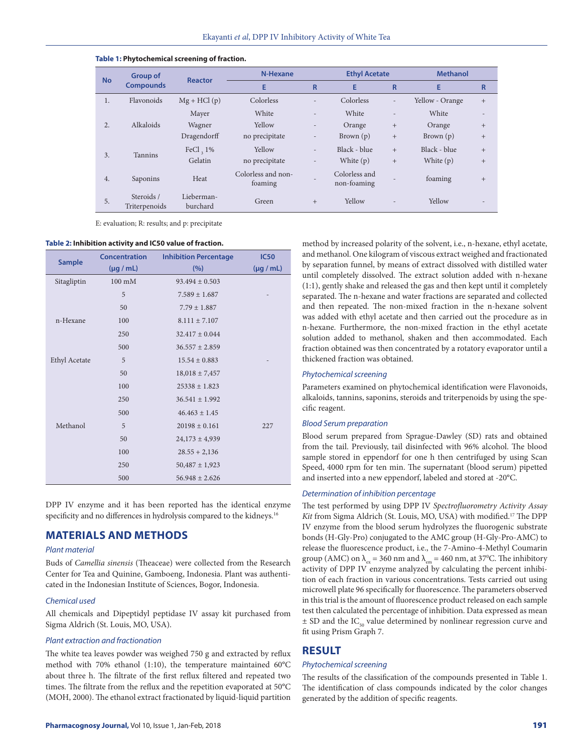**Table 1: Phytochemical screening of fraction.**

| No | Group of Compounds | Reactor | N-Hexane | | Ethyl Acetate | | Methanol | |
|---|---|---|---|---|---|---|---|---|
| | | | E | R | E | R | E | R |
| 1. | Flavonoids | Mg + HCl (p) | Colorless | - | Colorless | - | Yellow - Orange | + |
| 2. | Alkaloids | Mayer | White | - | White | - | White | - |
| | | Wagner | Yellow | - | Orange | + | Orange | + |
| | | Dragendorff | no precipitate | - | Brown (p) | + | Brown (p) | + |
| 3. | Tannins | $FeCl_3$ 1% | Yellow | - | Black - blue | + | Black - blue | + |
| | | Gelatin | no precipitate | - | White (p) | + | White (p) | + |
| 4. | Saponins | Heat | Colorless and non-foaming | - | Colorless and non-foaming | - | foaming | + |
| 5. | Steroids / Triterpenoids | Lieberman-burchard | Green | + | Yellow | - | Yellow | - |

E: evaluation; R: results; and p: precipitate

**Table 2: Inhibition activity and IC50 value of fraction.**

| Sample | Concentration (μg / mL) | Inhibition Percentage (%) | IC50 (μg / mL) |
|---|---|---|---|
| Sitagliptin | 100 mM | 93.494 ± 0.503 | |
| | 5 | 7.589 ± 1.687 | - |
| | 50 | 7.79 ± 1.887 | |
| n-Hexane | 100 | 8.111 ± 7.107 | |
| | 250 | 32.417 ± 0.044 | |
| | 500 | 36.557 ± 2.859 | |
| Ethyl Acetate | 5 | 15.54 ± 0.883 | - |
| | 50 | 18,018 ± 7,457 | |
| | 100 | 25338 ± 1.823 | |
| | 250 | 36.541 ± 1.992 | |
| | 500 | 46.463 ± 1.45 | |
| Methanol | 5 | 20198 ± 0.161 | 227 |
| | 50 | 24,173 ± 4,939 | |
| | 100 | 28.55 + 2,136 | |
| | 250 | 50,487 ± 1,923 | |
| | 500 | 56.948 ± 2.626 | |

DPP IV enzyme and it has been reported has the identical enzyme specificity and no differences in hydrolysis compared to the kidneys.[16]

## MATERIALS AND METHODS

### *Plant material*

Buds of *Camellia sinensis* (Theaceae) were collected from the Research Center for Tea and Quinine, Gamboeng, Indonesia. Plant was authenticated in the Indonesian Institute of Sciences, Bogor, Indonesia.

### *Chemical used*

All chemicals and Dipeptidyl peptidase IV assay kit purchased from Sigma Aldrich (St. Louis, MO, USA).

### *Plant extraction and fractionation*

The white tea leaves powder was weighed 750 g and extracted by reflux method with 70% ethanol (1:10), the temperature maintained 60°C about three h. The filtrate of the first reflux filtered and repeated two times. The filtrate from the reflux and the repetition evaporated at 50°C (MOH, 2000). The ethanol extract fractionated by liquid-liquid partition method by increased polarity of the solvent, i.e., n-hexane, ethyl acetate, and methanol. One kilogram of viscous extract weighed and fractionated by separation funnel, by means of extract dissolved with distilled water until completely dissolved. The extract solution added with n-hexane (1:1), gently shake and released the gas and then kept until it completely separated. The n-hexane and water fractions are separated and collected and then repeated. The non-mixed fraction in the n-hexane solvent was added with ethyl acetate and then carried out the procedure as in n-hexane. Furthermore, the non-mixed fraction in the ethyl acetate solution added to methanol, shaken and then accommodated. Each fraction obtained was then concentrated by a rotatory evaporator until a thickened fraction was obtained.

### *Phytochemical screening*

Parameters examined on phytochemical identification were Flavonoids, alkaloids, tannins, saponins, steroids and triterpenoids by using the specific reagent.

### *Blood Serum preparation*

Blood serum prepared from Sprague-Dawley (SD) rats and obtained from the tail. Previously, tail disinfected with 96% alcohol. The blood sample stored in eppendorf for one h then centrifuged by using Scan Speed, 4000 rpm for ten min. The supernatant (blood serum) pipetted and inserted into a new eppendorf, labeled and stored at -20°C.

### *Determination of inhibition percentage*

The test performed by using DPP IV *Spectrofluorometry Activity Assay Kit* from Sigma Aldrich (St. Louis, MO, USA) with modified.[17] The DPP IV enzyme from the blood serum hydrolyzes the fluorogenic substrate bonds (H-Gly-Pro) conjugated to the AMC group (H-Gly-Pro-AMC) to release the fluorescence product, i.e., the 7-Amino-4-Methyl Coumarin group (AMC) on $\lambda_{ex}$ = 360 nm and $\lambda_{em}$ = 460 nm, at 37°C. The inhibitory activity of DPP IV enzyme analyzed by calculating the percent inhibition of each fraction in various concentrations. Tests carried out using microwell plate 96 specifically for fluorescence. The parameters observed in this trial is the amount of fluorescence product released on each sample test then calculated the percentage of inhibition. Data expressed as mean ± SD and the $IC_{50}$ value determined by nonlinear regression curve and fit using Prism Graph 7.

## RESULT

### *Phytochemical screening*

The results of the classification of the compounds presented in Table 1. The identification of class compounds indicated by the color changes generated by the addition of specific reagents.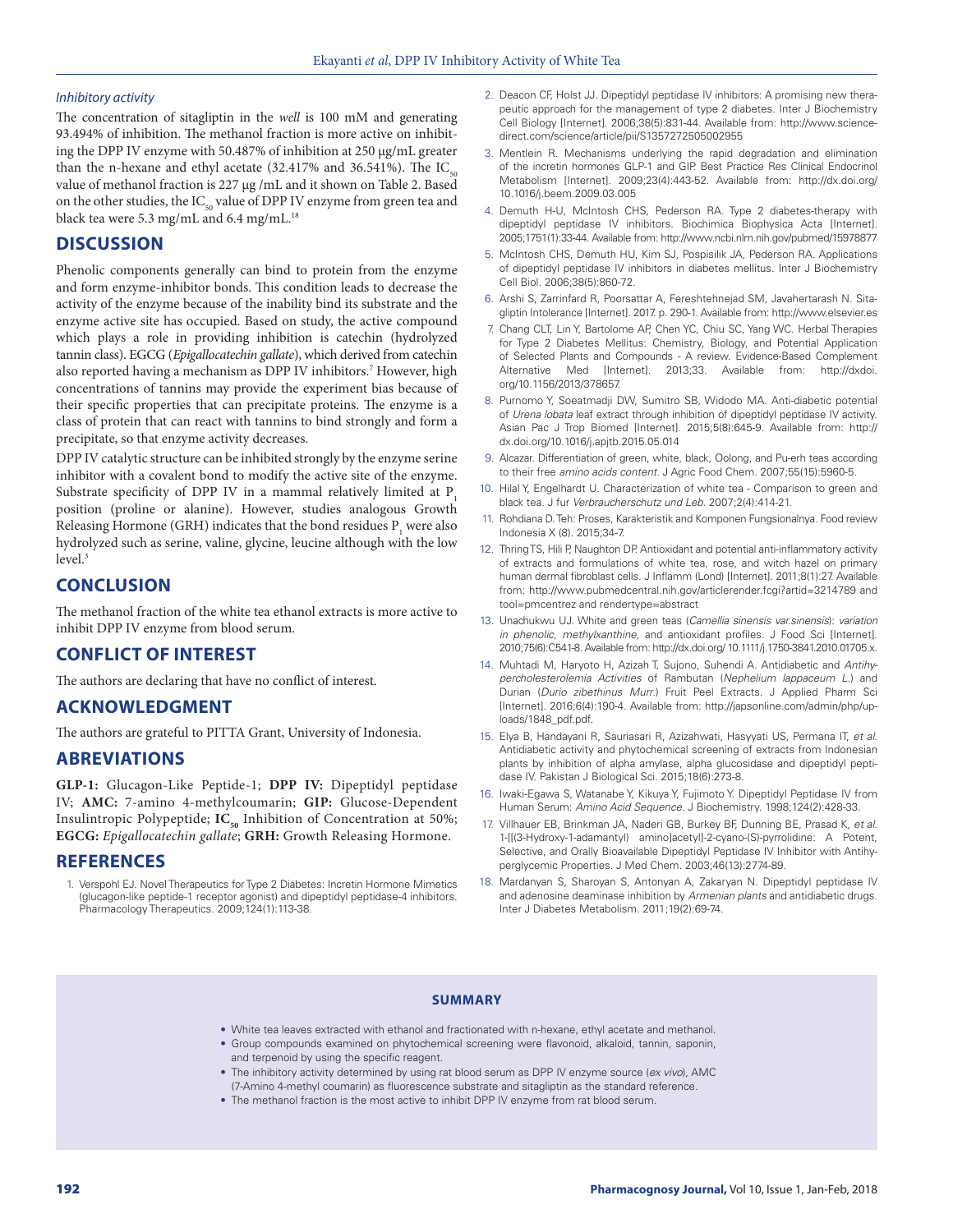### *Inhibitory activity*

The concentration of sitagliptin in the *well* is 100 mM and generating 93.494% of inhibition. The methanol fraction is more active on inhibiting the DPP IV enzyme with 50.487% of inhibition at 250 μg/mL greater than the n-hexane and ethyl acetate (32.417% and 36.541%). The $IC_{50}$ value of methanol fraction is 227 μg /mL and it shown on Table 2. Based on the other studies, the $IC_{50}$ value of DPP IV enzyme from green tea and black tea were 5.3 mg/mL and 6.4 mg/mL.[18]

## DISCUSSION

Phenolic components generally can bind to protein from the enzyme and form enzyme-inhibitor bonds. This condition leads to decrease the activity of the enzyme because of the inability bind its substrate and the enzyme active site has occupied. Based on study, the active compound which plays a role in providing inhibition is catechin (hydrolyzed tannin class). EGCG (*Epigallocatechin gallate*), which derived from catechin also reported having a mechanism as DPP IV inhibitors.[7] However, high concentrations of tannins may provide the experiment bias because of their specific properties that can precipitate proteins. The enzyme is a class of protein that can react with tannins to bind strongly and form a precipitate, so that enzyme activity decreases.

DPP IV catalytic structure can be inhibited strongly by the enzyme serine inhibitor with a covalent bond to modify the active site of the enzyme. Substrate specificity of DPP IV in a mammal relatively limited at $P_1$ position (proline or alanine). However, studies analogous Growth Releasing Hormone (GRH) indicates that the bond residues $P_1$ were also hydrolyzed such as serine, valine, glycine, leucine although with the low level.[3]

## CONCLUSION

The methanol fraction of the white tea ethanol extracts is more active to inhibit DPP IV enzyme from blood serum.

## CONFLICT OF INTEREST

The authors are declaring that have no conflict of interest.

## ACKNOWLEDGMENT

The authors are grateful to PITTA Grant, University of Indonesia.

## ABREVIATIONS

**GLP-1:** Glucagon-Like Peptide-1; **DPP IV:** Dipeptidyl peptidase IV; **AMC:** 7-amino 4-methylcoumarin; **GIP:** Glucose-Dependent Insulintropic Polypeptide; **$IC_{50}$** Inhibition of Concentration at 50%; **EGCG:** *Epigallocatechin gallate*; **GRH:** Growth Releasing Hormone.

## REFERENCES

1. Verspohl EJ. Novel Therapeutics for Type 2 Diabetes: Incretin Hormone Mimetics (glucagon-like peptide-1 receptor agonist) and dipeptidyl peptidase-4 inhibitors. Pharmacology Therapeutics. 2009;124(1):113-38.
2. Deacon CF, Holst JJ. Dipeptidyl peptidase IV inhibitors: A promising new therapeutic approach for the management of type 2 diabetes. Inter J Biochemistry Cell Biology [Internet]. 2006;38(5):831-44. Available from: http://www.sciencedirect.com/science/article/pii/S1357272505002955
3. Mentlein R. Mechanisms underlying the rapid degradation and elimination of the incretin hormones GLP-1 and GIP. Best Practice Res Clinical Endocrinol Metabolism [Internet]. 2009;23(4):443-52. Available from: http://dx.doi.org/10.1016/j.beem.2009.03.005
4. Demuth H-U, McIntosh CHS, Pederson RA. Type 2 diabetes-therapy with dipeptidyl peptidase IV inhibitors. Biochimica Biophysica Acta [Internet]. 2005;1751(1):33-44. Available from: http://www.ncbi.nlm.nih.gov/pubmed/15978877
5. McIntosh CHS, Demuth HU, Kim SJ, Pospisilik JA, Pederson RA. Applications of dipeptidyl peptidase IV inhibitors in diabetes mellitus. Inter J Biochemistry Cell Biol. 2006;38(5):860-72.
6. Arshi S, Zarrinfard R, Poorsattar A, Fereshtehnejad SM, Javahertarash N. Sitagliptin Intolerance [Internet]. 2017. p. 290-1. Available from: http://www.elsevier.es
7. Chang CLT, Lin Y, Bartolome AP, Chen YC, Chiu SC, Yang WC. Herbal Therapies for Type 2 Diabetes Mellitus: Chemistry, Biology, and Potential Application of Selected Plants and Compounds - A review. Evidence-Based Complement Alternative Med [Internet]. 2013;33. Available from: http://dxdoi.org/10.1156/2013/378657.
8. Purnomo Y, Soeatmadji DW, Sumitro SB, Widodo MA. Anti-diabetic potential of *Urena lobata* leaf extract through inhibition of dipeptidyl peptidase IV activity. Asian Pac J Trop Biomed [Internet]. 2015;5(8):645-9. Available from: http://dx.doi.org/10.1016/j.apjtb.2015.05.014
9. Alcazar. Differentiation of green, white, black, Oolong, and Pu-erh teas according to their free *amino acids content*. J Agric Food Chem. 2007;55(15):5960-5.
10. Hilal Y, Engelhardt U. Characterization of white tea - Comparison to green and black tea. J fur *Verbraucherschutz und Leb*. 2007;2(4):414-21.
11. Rohdiana D. Teh: Proses, Karakteristik and Komponen Fungsionalnya. Food review Indonesia X (8). 2015;34-7.
12. Thring TS, Hili P, Naughton DP. Antioxidant and potential anti-inflammatory activity of extracts and formulations of white tea, rose, and witch hazel on primary human dermal fibroblast cells. J Inflamm (Lond) [Internet]. 2011;8(1):27. Available from: http://www.pubmedcentral.nih.gov/articlerender.fcgi?artid=3214789 and tool=pmcentrez and rendertype=abstract
13. Unachukwu UJ. White and green teas (*Camellia sinensis var.sinensis*): *variation in phenolic*, *methylxanthine*, and antioxidant profiles. J Food Sci [Internet]. 2010;75(6):C541-8. Available from: http://dx.doi.org/ 10.1111/j.1750-3841.2010.01705.x.
14. Muhtadi M, Haryoto H, Azizah T, Sujono, Suhendi A. Antidiabetic and *Antihypercholesterolemia Activities* of Rambutan (*Nephelium lappaceum L.*) and Durian (*Durio zibethinus Murr.*) Fruit Peel Extracts. J Applied Pharm Sci [Internet]. 2016;6(4):190-4. Available from: http://japsonline.com/admin/php/uploads/1848_pdf.pdf.
15. Elya B, Handayani R, Sauriasari R, Azizahwati, Hasyyati US, Permana IT, *et al.* Antidiabetic activity and phytochemical screening of extracts from Indonesian plants by inhibition of alpha amylase, alpha glucosidase and dipeptidyl peptidase IV. Pakistan J Biological Sci. 2015;18(6):273-8.
16. Iwaki-Egawa S, Watanabe Y, Kikuya Y, Fujimoto Y. Dipeptidyl Peptidase IV from Human Serum: *Amino Acid Sequence*. J Biochemistry. 1998;124(2):428-33.
17. Villhauer EB, Brinkman JA, Naderi GB, Burkey BF, Dunning BE, Prasad K, *et al.* 1-[[(3-Hydroxy-1-adamantyl) amino]acetyl]-2-cyano-(S)-pyrrolidine: A Potent, Selective, and Orally Bioavailable Dipeptidyl Peptidase IV Inhibitor with Antihyperglycemic Properties. J Med Chem. 2003;46(13):2774-89.
18. Mardanyan S, Sharoyan S, Antonyan A, Zakaryan N. Dipeptidyl peptidase IV and adenosine deaminase inhibition by *Armenian plants* and antidiabetic drugs. Inter J Diabetes Metabolism. 2011;19(2):69-74.

## SUMMARY

- White tea leaves extracted with ethanol and fractionated with n-hexane, ethyl acetate and methanol.
- Group compounds examined on phytochemical screening were flavonoid, alkaloid, tannin, saponin, and terpenoid by using the specific reagent.
- The inhibitory activity determined by using rat blood serum as DPP IV enzyme source (*ex vivo*), AMC (7-Amino 4-methyl coumarin) as fluorescence substrate and sitagliptin as the standard reference.
- The methanol fraction is the most active to inhibit DPP IV enzyme from rat blood serum.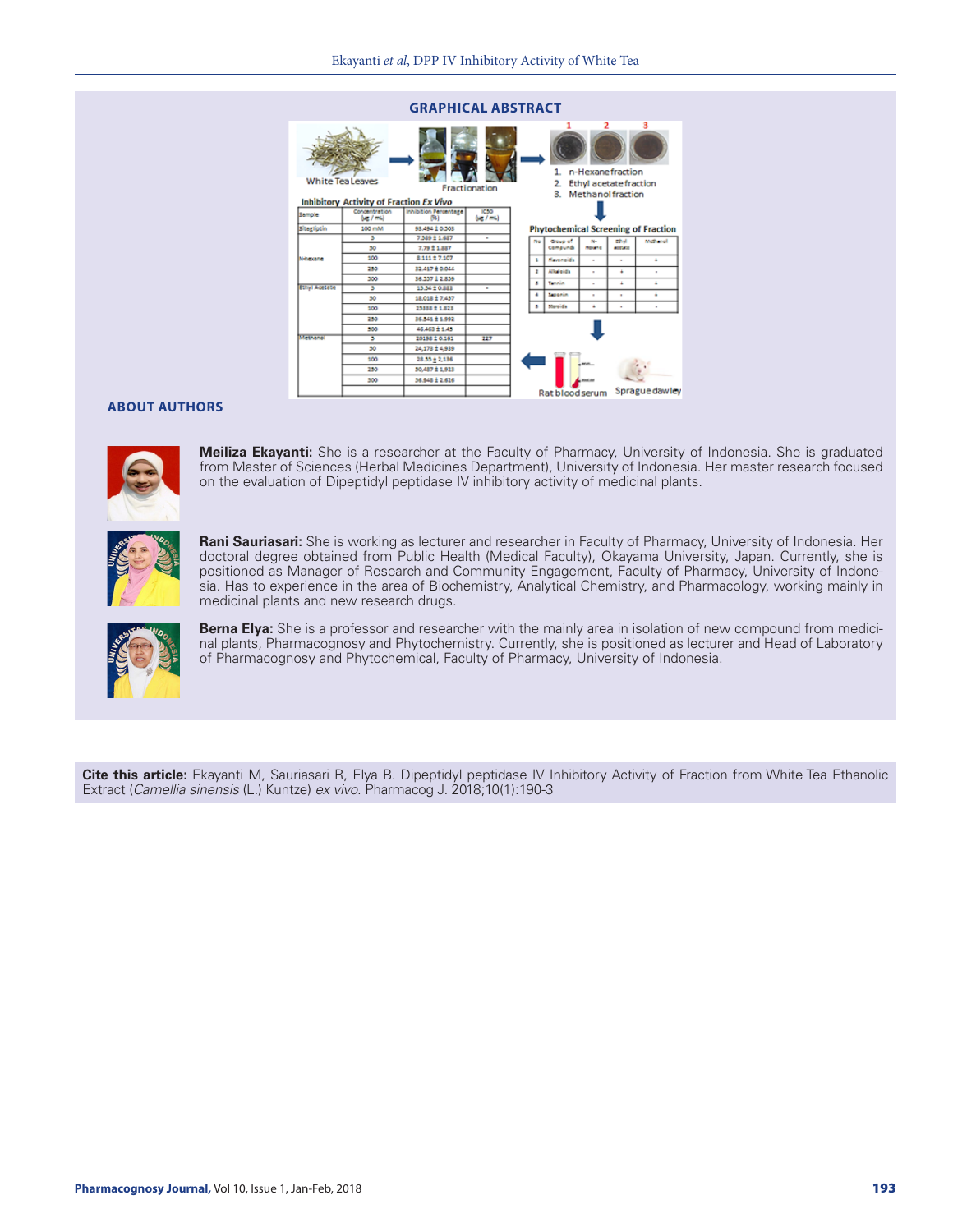## GRAPHICAL ABSTRACT

White Tea Leaves

Fractionation

1. n-Hexane fraction
2. Ethyl acetate fraction
3. Methanol fraction

**Inhibitory Activity of Fraction *Ex Vivo***

| Sample | Concentration (µg / mL) | Inhibition Percentage (%) | IC50 (µg / mL) |
|---|---|---|---|
| Sitagliptin | 100 mM | 93.494 ± 0.503 | |
| N-hexane | 5 | 7.589 ± 1.687 | - |
| | 50 | 7.79 ± 1.887 | |
| | 100 | 8.111 ± 7.107 | |
| | 250 | 32.417 ± 0.044 | |
| | 500 | 36.557 ± 2.859 | |
| Ethyl Acetate | 5 | 15.54 ± 0.883 | - |
| | 50 | 18,018 ± 7,457 | |
| | 100 | 25338 ± 1.823 | |
| | 250 | 36.541 ± 1.992 | |
| | 500 | 46.463 ± 1.45 | |
| Methanol | 5 | 20198 ± 0.161 | 227 |
| | 50 | 24,173 ± 4,939 | |
| | 100 | 28.55 ± 2,136 | |
| | 250 | 50,487 ± 1,923 | |
| | 500 | 56.948 ± 2.626 | |

**Phytochemical Screening of Fraction**

| No | Group of Compunds | N-Hexane | Ethyl acetate | Methanol |
|---|---|---|---|---|
| 1 | Flavonoids | - | - | + |
| 2 | Alkaloids | - | + | - |
| 3 | Tannin | - | + | + |
| 4 | Saponin | - | - | + |
| 5 | Steroids | + | - | - |

Rat blood serum

Sprague dawley

## ABOUT AUTHORS

**Meiliza Ekayanti:** She is a researcher at the Faculty of Pharmacy, University of Indonesia. She is graduated from Master of Sciences (Herbal Medicines Department), University of Indonesia. Her master research focused on the evaluation of Dipeptidyl peptidase IV inhibitory activity of medicinal plants.

**Rani Sauriasari:** She is working as lecturer and researcher in Faculty of Pharmacy, University of Indonesia. Her doctoral degree obtained from Public Health (Medical Faculty), Okayama University, Japan. Currently, she is positioned as Manager of Research and Community Engagement, Faculty of Pharmacy, University of Indonesia. Has to experience in the area of Biochemistry, Analytical Chemistry, and Pharmacology, working mainly in medicinal plants and new research drugs.

**Berna Elya:** She is a professor and researcher with the mainly area in isolation of new compound from medicinal plants, Pharmacognosy and Phytochemistry. Currently, she is positioned as lecturer and Head of Laboratory of Pharmacognosy and Phytochemical, Faculty of Pharmacy, University of Indonesia.

**Cite this article:** Ekayanti M, Sauriasari R, Elya B. Dipeptidyl peptidase IV Inhibitory Activity of Fraction from White Tea Ethanolic Extract (*Camellia sinensis* (L.) Kuntze) *ex vivo*. Pharmacog J. 2018;10(1):190-3